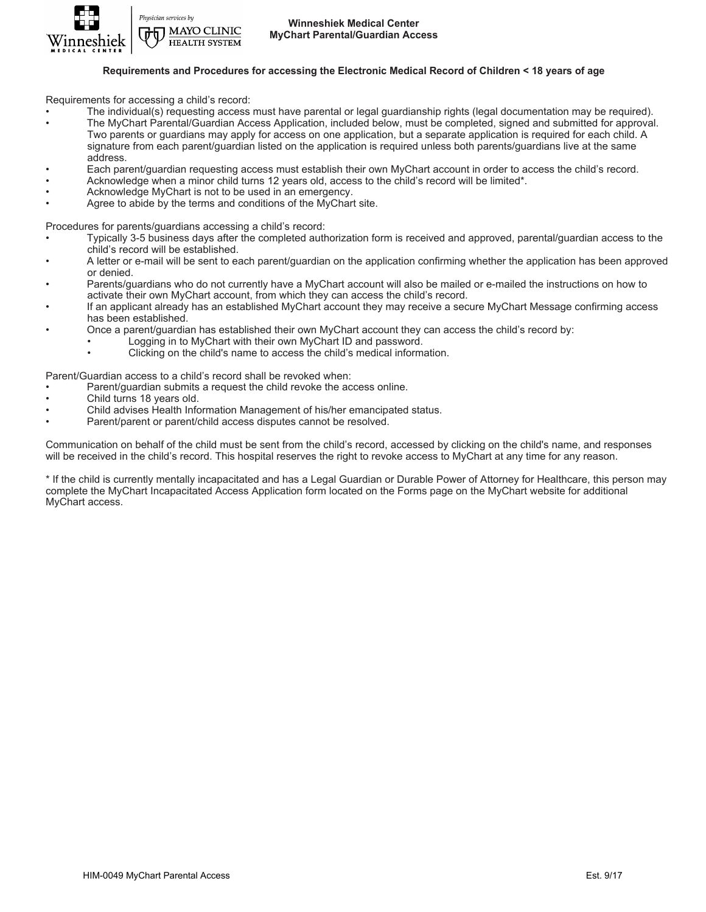# Winneshiek Medical Center
## MyChart Parental/Guardian Access

### Requirements and Procedures for accessing the Electronic Medical Record of Children < 18 years of age

Requirements for accessing a child's record:

- The individual(s) requesting access must have parental or legal guardianship rights (legal documentation may be required).
- The MyChart Parental/Guardian Access Application, included below, must be completed, signed and submitted for approval. Two parents or guardians may apply for access on one application, but a separate application is required for each child. A signature from each parent/guardian listed on the application is required unless both parents/guardians live at the same address.
- Each parent/guardian requesting access must establish their own MyChart account in order to access the child's record.
- Acknowledge when a minor child turns 12 years old, access to the child's record will be limited*.
- Acknowledge MyChart is not to be used in an emergency.
- Agree to abide by the terms and conditions of the MyChart site.

Procedures for parents/guardians accessing a child's record:

- Typically 3-5 business days after the completed authorization form is received and approved, parental/guardian access to the child's record will be established.
- A letter or e-mail will be sent to each parent/guardian on the application confirming whether the application has been approved or denied.
- Parents/guardians who do not currently have a MyChart account will also be mailed or e-mailed the instructions on how to activate their own MyChart account, from which they can access the child's record.
- If an applicant already has an established MyChart account they may receive a secure MyChart Message confirming access has been established.
- Once a parent/guardian has established their own MyChart account they can access the child's record by:
    - Logging in to MyChart with their own MyChart ID and password.
    - Clicking on the child's name to access the child's medical information.

Parent/Guardian access to a child's record shall be revoked when:

- Parent/guardian submits a request the child revoke the access online.
- Child turns 18 years old.
- Child advises Health Information Management of his/her emancipated status.
- Parent/parent or parent/child access disputes cannot be resolved.

Communication on behalf of the child must be sent from the child's record, accessed by clicking on the child's name, and responses will be received in the child's record. This hospital reserves the right to revoke access to MyChart at any time for any reason.

* If the child is currently mentally incapacitated and has a Legal Guardian or Durable Power of Attorney for Healthcare, this person may complete the MyChart Incapacitated Access Application form located on the Forms page on the MyChart website for additional MyChart access.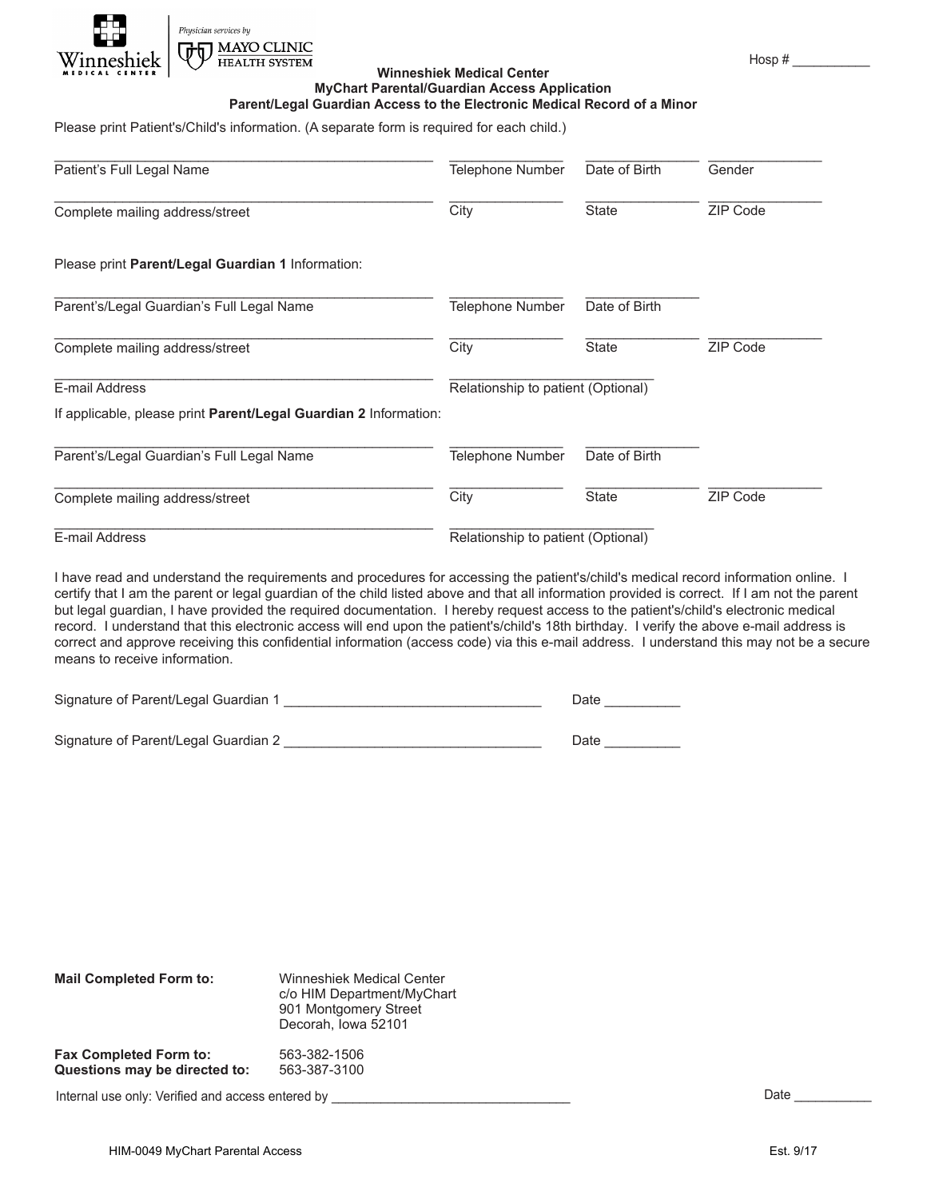Hosp # ___________

# Winneshiek Medical Center
## MyChart Parental/Guardian Access Application
### Parent/Legal Guardian Access to the Electronic Medical Record of a Minor

Please print Patient's/Child's information. (A separate form is required for each child.)

| | | | |
|---|---|---|---|
| ______________________________ | ______________ | ______________ | ______________ |
| Patient's Full Legal Name | Telephone Number | Date of Birth | Gender |
| ______________________________ | ______________ | ______________ | ______________ |
| Complete mailing address/street | City | State | ZIP Code |

Please print **Parent/Legal Guardian 1** Information:

| | | | |
|---|---|---|---|
| ______________________________ | ______________ | ______________ | |
| Parent's/Legal Guardian's Full Legal Name | Telephone Number | Date of Birth | |
| ______________________________ | ______________ | ______________ | ______________ |
| Complete mailing address/street | City | State | ZIP Code |
| ______________________________ | ______________________ | | |
| E-mail Address | Relationship to patient (Optional) | | |

If applicable, please print **Parent/Legal Guardian 2** Information:

| | | | |
|---|---|---|---|
| ______________________________ | ______________ | ______________ | |
| Parent's/Legal Guardian's Full Legal Name | Telephone Number | Date of Birth | |
| ______________________________ | ______________ | ______________ | ______________ |
| Complete mailing address/street | City | State | ZIP Code |
| ______________________________ | ______________________ | | |
| E-mail Address | Relationship to patient (Optional) | | |

I have read and understand the requirements and procedures for accessing the patient's/child's medical record information online. I certify that I am the parent or legal guardian of the child listed above and that all information provided is correct. If I am not the parent but legal guardian, I have provided the required documentation. I hereby request access to the patient's/child's electronic medical record. I understand that this electronic access will end upon the patient's/child's 18th birthday. I verify the above e-mail address is correct and approve receiving this confidential information (access code) via this e-mail address. I understand this may not be a secure means to receive information.

Signature of Parent/Legal Guardian 1 __________________________________ Date __________

Signature of Parent/Legal Guardian 2 __________________________________ Date __________

**Mail Completed Form to:**
Winneshiek Medical Center
c/o HIM Department/MyChart
901 Montgomery Street
Decorah, Iowa 52101

**Fax Completed Form to:** 563-382-1506
**Questions may be directed to:** 563-387-3100

Internal use only: Verified and access entered by ________________________________ Date ___________

HIM-0049 MyChart Parental Access Est. 9/17